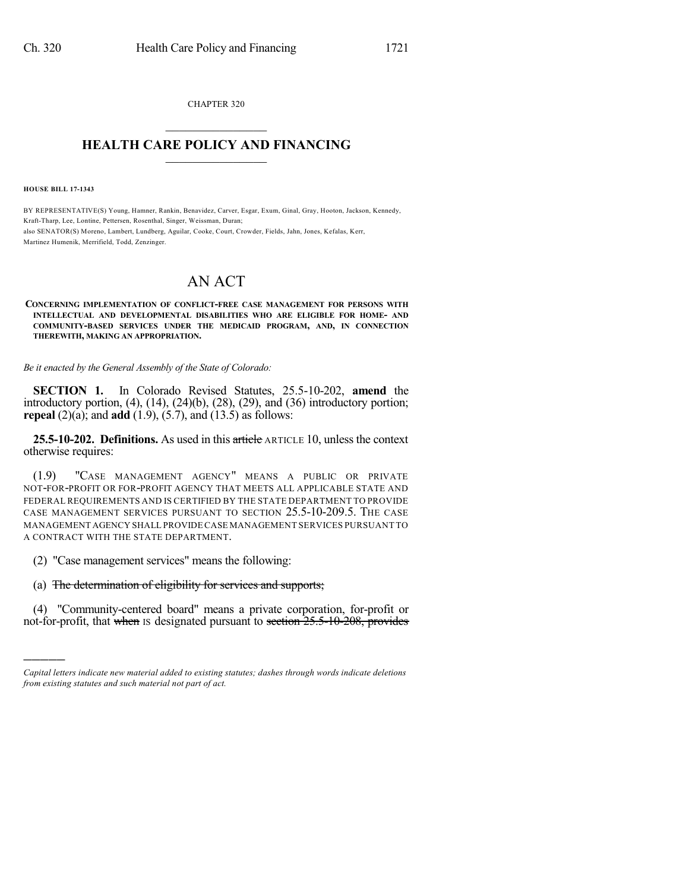CHAPTER 320

# HEALTH CARE POLICY AND FINANCING

**HOUSE BILL 17-1343**

BY REPRESENTATIVE(S) Young, Hamner, Rankin, Benavidez, Carver, Esgar, Exum, Ginal, Gray, Hooton, Jackson, Kennedy, Kraft-Tharp, Lee, Lontine, Pettersen, Rosenthal, Singer, Weissman, Duran;
also SENATOR(S) Moreno, Lambert, Lundberg, Aguilar, Cooke, Court, Crowder, Fields, Jahn, Jones, Kefalas, Kerr, Martinez Humenik, Merrifield, Todd, Zenzinger.

# AN ACT

**CONCERNING IMPLEMENTATION OF CONFLICT-FREE CASE MANAGEMENT FOR PERSONS WITH INTELLECTUAL AND DEVELOPMENTAL DISABILITIES WHO ARE ELIGIBLE FOR HOME- AND COMMUNITY-BASED SERVICES UNDER THE MEDICAID PROGRAM, AND, IN CONNECTION THEREWITH, MAKING AN APPROPRIATION.**

*Be it enacted by the General Assembly of the State of Colorado:*

**SECTION 1.** In Colorado Revised Statutes, 25.5-10-202, **amend** the introductory portion, (4), (14), (24)(b), (28), (29), and (36) introductory portion; **repeal** (2)(a); and **add** (1.9), (5.7), and (13.5) as follows:

**25.5-10-202. Definitions.** As used in this ~~article~~ ARTICLE 10, unless the context otherwise requires:

(1.9) "CASE MANAGEMENT AGENCY" MEANS A PUBLIC OR PRIVATE NOT-FOR-PROFIT OR FOR-PROFIT AGENCY THAT MEETS ALL APPLICABLE STATE AND FEDERAL REQUIREMENTS AND IS CERTIFIED BY THE STATE DEPARTMENT TO PROVIDE CASE MANAGEMENT SERVICES PURSUANT TO SECTION 25.5-10-209.5. THE CASE MANAGEMENT AGENCY SHALL PROVIDE CASE MANAGEMENT SERVICES PURSUANT TO A CONTRACT WITH THE STATE DEPARTMENT.

(2) "Case management services" means the following:

(a) ~~The determination of eligibility for services and supports;~~

(4) "Community-centered board" means a private corporation, for-profit or not-for-profit, that ~~when~~ IS designated pursuant to ~~section 25.5-10-208, provides~~

*Capital letters indicate new material added to existing statutes; dashes through words indicate deletions from existing statutes and such material not part of act.*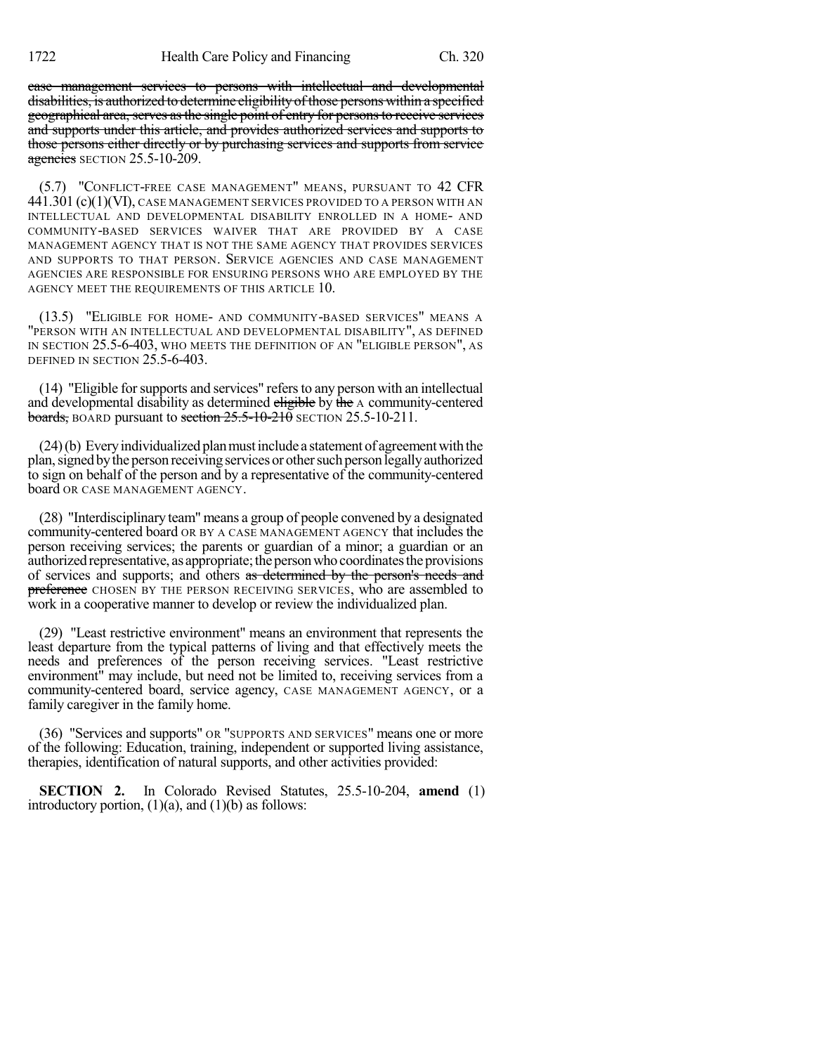case management services to persons with intellectual and developmental disabilities, is authorized to determine eligibility of those persons within a specified geographical area, serves as the single point of entry for persons to receive services and supports under this article, and provides authorized services and supports to those persons either directly or by purchasing services and supports from service agencies SECTION 25.5-10-209.

(5.7) "CONFLICT-FREE CASE MANAGEMENT" MEANS, PURSUANT TO 42 CFR 441.301 (c)(1)(VI), CASE MANAGEMENT SERVICES PROVIDED TO A PERSON WITH AN INTELLECTUAL AND DEVELOPMENTAL DISABILITY ENROLLED IN A HOME- AND COMMUNITY-BASED SERVICES WAIVER THAT ARE PROVIDED BY A CASE MANAGEMENT AGENCY THAT IS NOT THE SAME AGENCY THAT PROVIDES SERVICES AND SUPPORTS TO THAT PERSON. SERVICE AGENCIES AND CASE MANAGEMENT AGENCIES ARE RESPONSIBLE FOR ENSURING PERSONS WHO ARE EMPLOYED BY THE AGENCY MEET THE REQUIREMENTS OF THIS ARTICLE 10.

(13.5) "ELIGIBLE FOR HOME- AND COMMUNITY-BASED SERVICES" MEANS A "PERSON WITH AN INTELLECTUAL AND DEVELOPMENTAL DISABILITY", AS DEFINED IN SECTION 25.5-6-403, WHO MEETS THE DEFINITION OF AN "ELIGIBLE PERSON", AS DEFINED IN SECTION 25.5-6-403.

(14) "Eligible for supports and services" refers to any person with an intellectual and developmental disability as determined eligible by the A community-centered boards, BOARD pursuant to section 25.5-10-210 SECTION 25.5-10-211.

(24)(b) Every individualized plan must include a statement of agreement with the plan, signed by the person receiving services or other such person legally authorized to sign on behalf of the person and by a representative of the community-centered board OR CASE MANAGEMENT AGENCY.

(28) "Interdisciplinary team" means a group of people convened by a designated community-centered board OR BY A CASE MANAGEMENT AGENCY that includes the person receiving services; the parents or guardian of a minor; a guardian or an authorized representative, as appropriate; the person who coordinates the provisions of services and supports; and others as determined by the person's needs and preference CHOSEN BY THE PERSON RECEIVING SERVICES, who are assembled to work in a cooperative manner to develop or review the individualized plan.

(29) "Least restrictive environment" means an environment that represents the least departure from the typical patterns of living and that effectively meets the needs and preferences of the person receiving services. "Least restrictive environment" may include, but need not be limited to, receiving services from a community-centered board, service agency, CASE MANAGEMENT AGENCY, or a family caregiver in the family home.

(36) "Services and supports" OR "SUPPORTS AND SERVICES" means one or more of the following: Education, training, independent or supported living assistance, therapies, identification of natural supports, and other activities provided:

**SECTION 2.** In Colorado Revised Statutes, 25.5-10-204, **amend** (1) introductory portion, (1)(a), and (1)(b) as follows: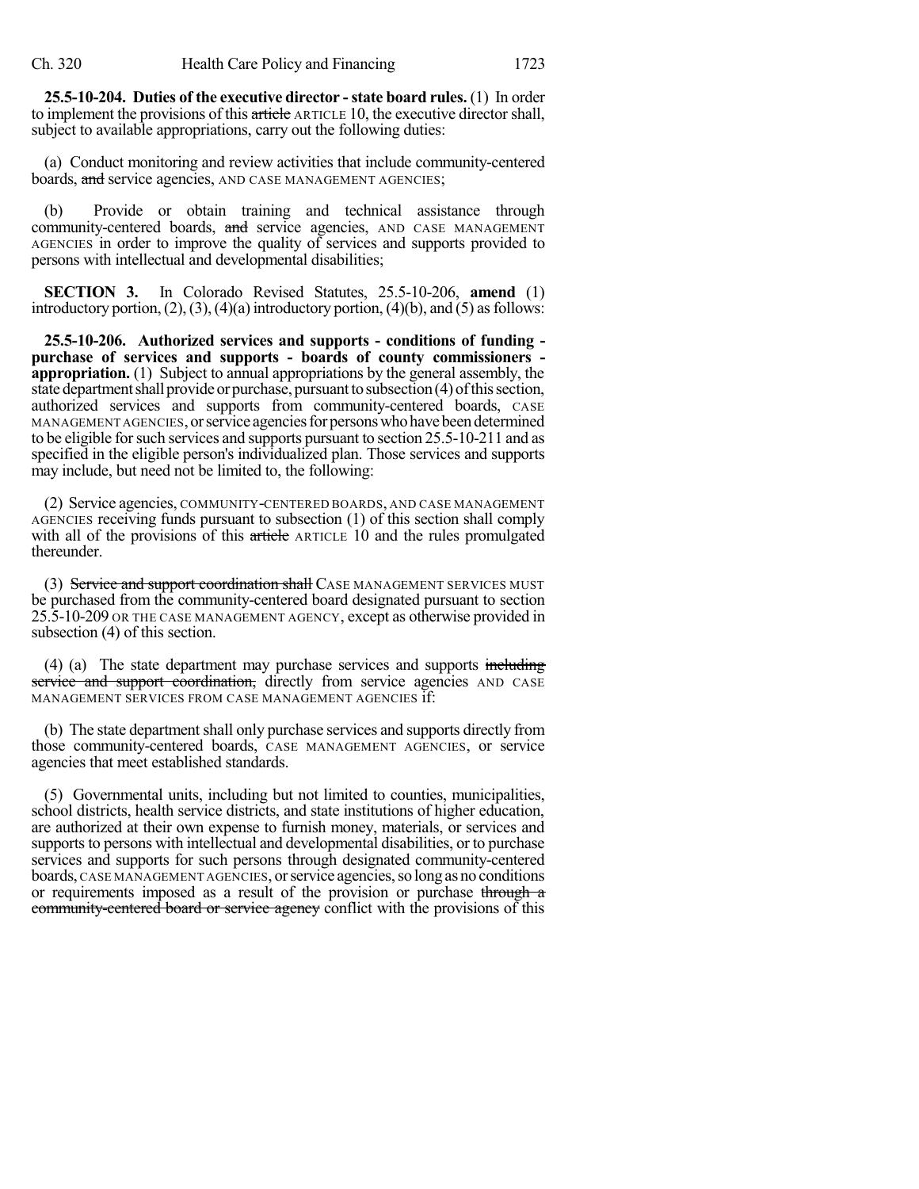**25.5-10-204. Duties of the executive director - state board rules.** (1) In order to implement the provisions of this ~~article~~ ARTICLE 10, the executive director shall, subject to available appropriations, carry out the following duties:

(a) Conduct monitoring and review activities that include community-centered boards, ~~and~~ service agencies, AND CASE MANAGEMENT AGENCIES;

(b) Provide or obtain training and technical assistance through community-centered boards, ~~and~~ service agencies, AND CASE MANAGEMENT AGENCIES in order to improve the quality of services and supports provided to persons with intellectual and developmental disabilities;

**SECTION 3.** In Colorado Revised Statutes, 25.5-10-206, **amend** (1) introductory portion, (2), (3), (4)(a) introductory portion, (4)(b), and (5) as follows:

**25.5-10-206. Authorized services and supports - conditions of funding - purchase of services and supports - boards of county commissioners - appropriation.** (1) Subject to annual appropriations by the general assembly, the state department shall provide or purchase, pursuant to subsection (4) of this section, authorized services and supports from community-centered boards, CASE MANAGEMENT AGENCIES, or service agencies for persons who have been determined to be eligible for such services and supports pursuant to section 25.5-10-211 and as specified in the eligible person's individualized plan. Those services and supports may include, but need not be limited to, the following:

(2) Service agencies, COMMUNITY-CENTERED BOARDS, AND CASE MANAGEMENT AGENCIES receiving funds pursuant to subsection (1) of this section shall comply with all of the provisions of this ~~article~~ ARTICLE 10 and the rules promulgated thereunder.

(3) ~~Service and support coordination shall~~ CASE MANAGEMENT SERVICES MUST be purchased from the community-centered board designated pursuant to section 25.5-10-209 OR THE CASE MANAGEMENT AGENCY, except as otherwise provided in subsection (4) of this section.

(4) (a) The state department may purchase services and supports ~~including service and support coordination,~~ directly from service agencies AND CASE MANAGEMENT SERVICES FROM CASE MANAGEMENT AGENCIES if:

(b) The state department shall only purchase services and supports directly from those community-centered boards, CASE MANAGEMENT AGENCIES, or service agencies that meet established standards.

(5) Governmental units, including but not limited to counties, municipalities, school districts, health service districts, and state institutions of higher education, are authorized at their own expense to furnish money, materials, or services and supports to persons with intellectual and developmental disabilities, or to purchase services and supports for such persons through designated community-centered boards, CASE MANAGEMENT AGENCIES, or service agencies, so long as no conditions or requirements imposed as a result of the provision or purchase ~~through a community-centered board or service agency~~ conflict with the provisions of this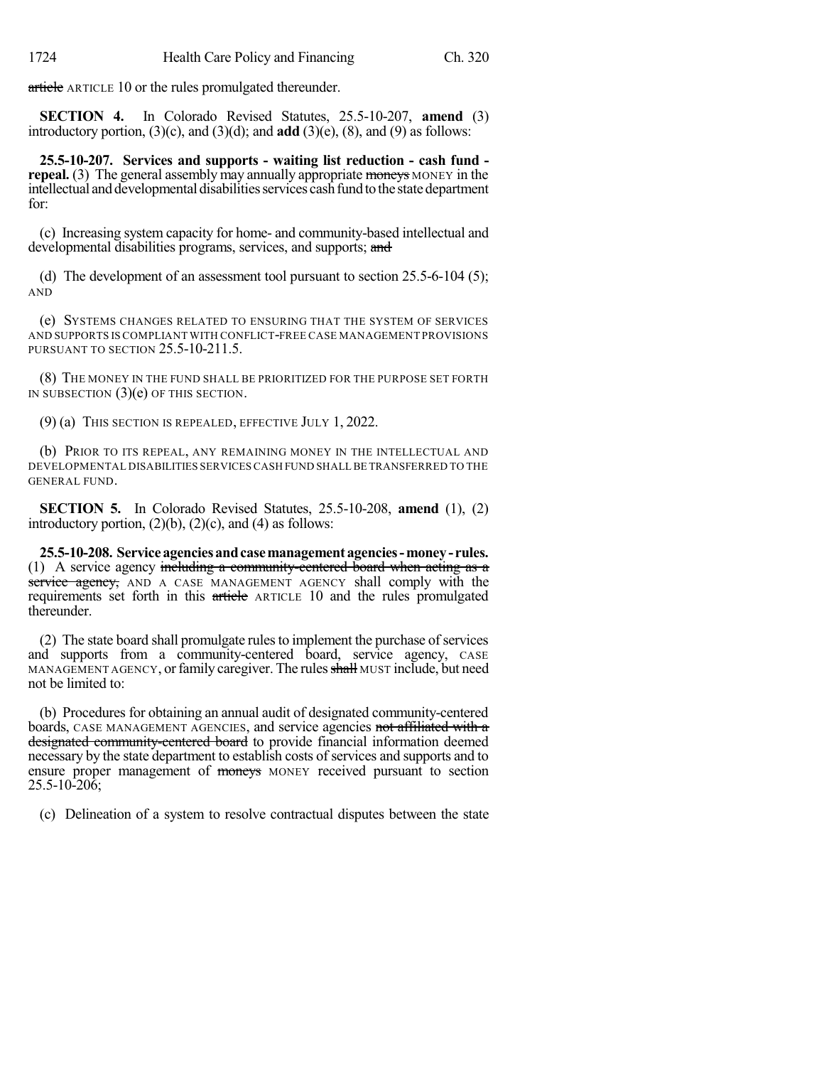~~article~~ ARTICLE 10 or the rules promulgated thereunder.

**SECTION 4.** In Colorado Revised Statutes, 25.5-10-207, **amend** (3) introductory portion, (3)(c), and (3)(d); and **add** (3)(e), (8), and (9) as follows:

**25.5-10-207. Services and supports - waiting list reduction - cash fund - repeal.** (3) The general assembly may annually appropriate ~~moneys~~ MONEY in the intellectual and developmental disabilities services cash fund to the state department for:

(c) Increasing system capacity for home- and community-based intellectual and developmental disabilities programs, services, and supports; ~~and~~

(d) The development of an assessment tool pursuant to section 25.5-6-104 (5); AND

(e) SYSTEMS CHANGES RELATED TO ENSURING THAT THE SYSTEM OF SERVICES AND SUPPORTS IS COMPLIANT WITH CONFLICT-FREE CASE MANAGEMENT PROVISIONS PURSUANT TO SECTION 25.5-10-211.5.

(8) THE MONEY IN THE FUND SHALL BE PRIORITIZED FOR THE PURPOSE SET FORTH IN SUBSECTION (3)(e) OF THIS SECTION.

(9) (a) THIS SECTION IS REPEALED, EFFECTIVE JULY 1, 2022.

(b) PRIOR TO ITS REPEAL, ANY REMAINING MONEY IN THE INTELLECTUAL AND DEVELOPMENTAL DISABILITIES SERVICES CASH FUND SHALL BE TRANSFERRED TO THE GENERAL FUND.

**SECTION 5.** In Colorado Revised Statutes, 25.5-10-208, **amend** (1), (2) introductory portion, (2)(b), (2)(c), and (4) as follows:

**25.5-10-208. Service agencies and case management agencies - money - rules.** (1) A service agency ~~including a community-centered board when acting as a service agency,~~ AND A CASE MANAGEMENT AGENCY shall comply with the requirements set forth in this ~~article~~ ARTICLE 10 and the rules promulgated thereunder.

(2) The state board shall promulgate rules to implement the purchase of services and supports from a community-centered board, service agency, CASE MANAGEMENT AGENCY, or family caregiver. The rules ~~shall~~ MUST include, but need not be limited to:

(b) Procedures for obtaining an annual audit of designated community-centered boards, CASE MANAGEMENT AGENCIES, and service agencies ~~not affiliated with a designated community-centered board~~ to provide financial information deemed necessary by the state department to establish costs of services and supports and to ensure proper management of ~~moneys~~ MONEY received pursuant to section 25.5-10-206;

(c) Delineation of a system to resolve contractual disputes between the state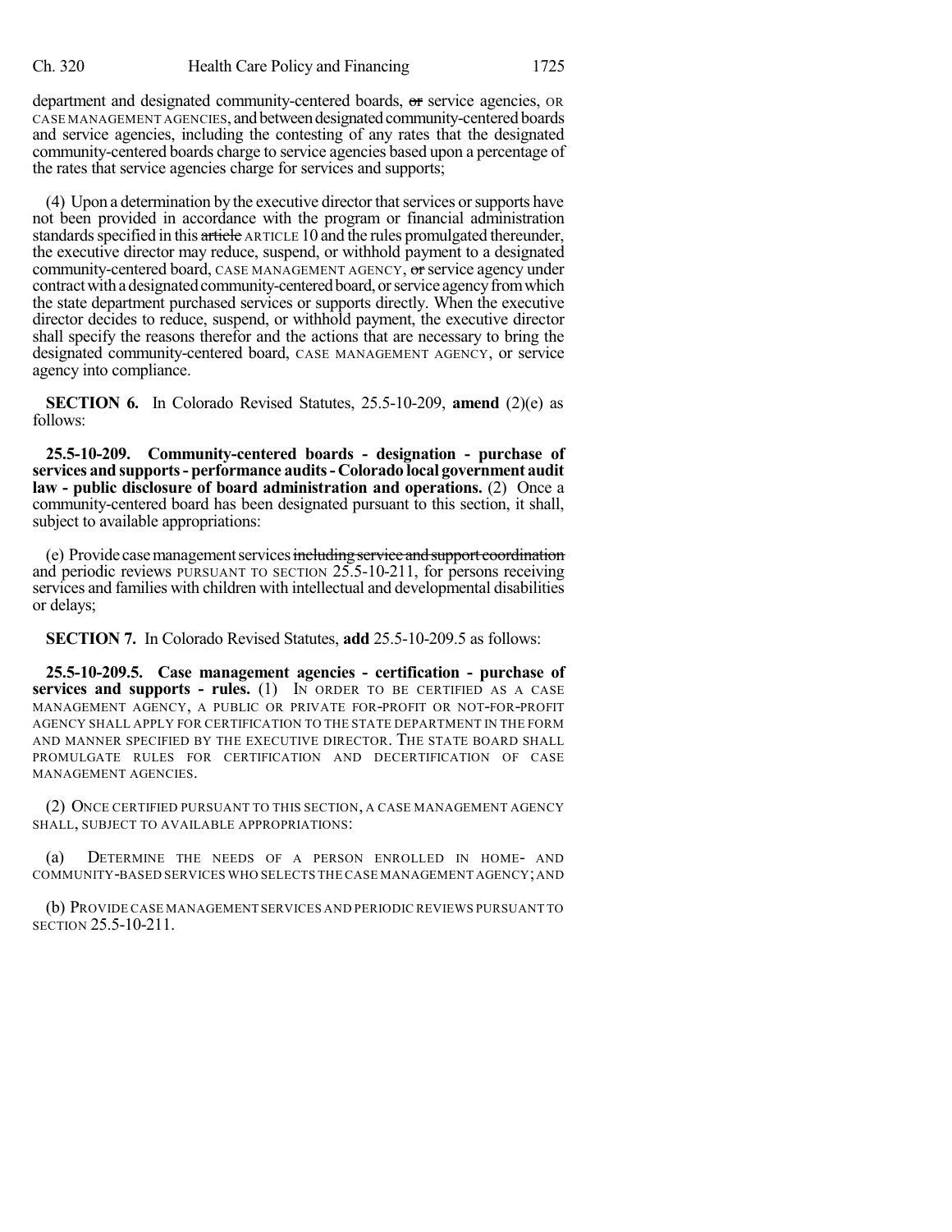department and designated community-centered boards, ~~or~~ service agencies, OR CASE MANAGEMENT AGENCIES, and between designated community-centered boards and service agencies, including the contesting of any rates that the designated community-centered boards charge to service agencies based upon a percentage of the rates that service agencies charge for services and supports;

(4) Upon a determination by the executive director that services or supports have not been provided in accordance with the program or financial administration standards specified in this ~~article~~ ARTICLE 10 and the rules promulgated thereunder, the executive director may reduce, suspend, or withhold payment to a designated community-centered board, CASE MANAGEMENT AGENCY, ~~or~~ service agency under contract with a designated community-centered board, or service agency from which the state department purchased services or supports directly. When the executive director decides to reduce, suspend, or withhold payment, the executive director shall specify the reasons therefor and the actions that are necessary to bring the designated community-centered board, CASE MANAGEMENT AGENCY, or service agency into compliance.

**SECTION 6.** In Colorado Revised Statutes, 25.5-10-209, **amend** (2)(e) as follows:

**25.5-10-209. Community-centered boards - designation - purchase of services and supports - performance audits - Colorado local government audit law - public disclosure of board administration and operations.** (2) Once a community-centered board has been designated pursuant to this section, it shall, subject to available appropriations:

(e) Provide case management services ~~including service and support coordination~~ and periodic reviews PURSUANT TO SECTION 25.5-10-211, for persons receiving services and families with children with intellectual and developmental disabilities or delays;

**SECTION 7.** In Colorado Revised Statutes, **add** 25.5-10-209.5 as follows:

**25.5-10-209.5. Case management agencies - certification - purchase of services and supports - rules.** (1) IN ORDER TO BE CERTIFIED AS A CASE MANAGEMENT AGENCY, A PUBLIC OR PRIVATE FOR-PROFIT OR NOT-FOR-PROFIT AGENCY SHALL APPLY FOR CERTIFICATION TO THE STATE DEPARTMENT IN THE FORM AND MANNER SPECIFIED BY THE EXECUTIVE DIRECTOR. THE STATE BOARD SHALL PROMULGATE RULES FOR CERTIFICATION AND DECERTIFICATION OF CASE MANAGEMENT AGENCIES.

(2) ONCE CERTIFIED PURSUANT TO THIS SECTION, A CASE MANAGEMENT AGENCY SHALL, SUBJECT TO AVAILABLE APPROPRIATIONS:

(a) DETERMINE THE NEEDS OF A PERSON ENROLLED IN HOME- AND COMMUNITY-BASED SERVICES WHO SELECTS THE CASE MANAGEMENT AGENCY; AND

(b) PROVIDE CASE MANAGEMENT SERVICES AND PERIODIC REVIEWS PURSUANT TO SECTION 25.5-10-211.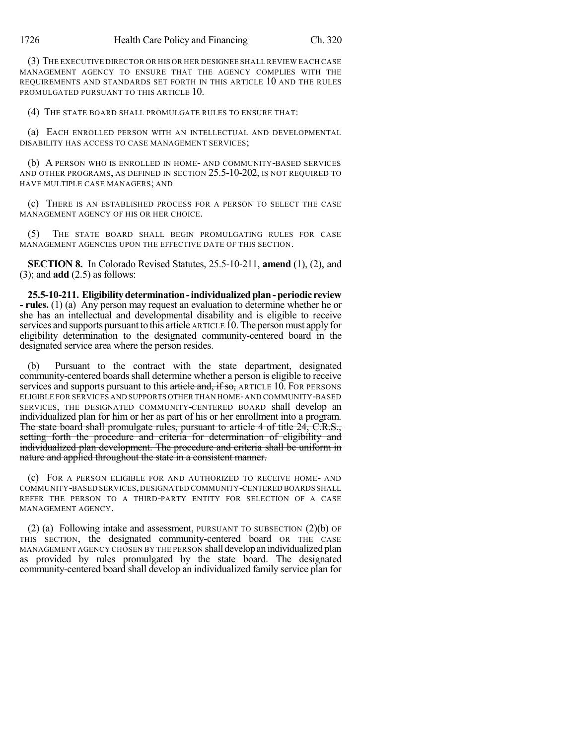(3) THE EXECUTIVE DIRECTOR OR HIS OR HER DESIGNEE SHALL REVIEW EACH CASE MANAGEMENT AGENCY TO ENSURE THAT THE AGENCY COMPLIES WITH THE REQUIREMENTS AND STANDARDS SET FORTH IN THIS ARTICLE 10 AND THE RULES PROMULGATED PURSUANT TO THIS ARTICLE 10.

(4) THE STATE BOARD SHALL PROMULGATE RULES TO ENSURE THAT:

(a) EACH ENROLLED PERSON WITH AN INTELLECTUAL AND DEVELOPMENTAL DISABILITY HAS ACCESS TO CASE MANAGEMENT SERVICES;

(b) A PERSON WHO IS ENROLLED IN HOME- AND COMMUNITY-BASED SERVICES AND OTHER PROGRAMS, AS DEFINED IN SECTION 25.5-10-202, IS NOT REQUIRED TO HAVE MULTIPLE CASE MANAGERS; AND

(c) THERE IS AN ESTABLISHED PROCESS FOR A PERSON TO SELECT THE CASE MANAGEMENT AGENCY OF HIS OR HER CHOICE.

(5) THE STATE BOARD SHALL BEGIN PROMULGATING RULES FOR CASE MANAGEMENT AGENCIES UPON THE EFFECTIVE DATE OF THIS SECTION.

**SECTION 8.** In Colorado Revised Statutes, 25.5-10-211, **amend** (1), (2), and (3); and **add** (2.5) as follows:

**25.5-10-211. Eligibility determination - individualized plan - periodic review - rules.** (1) (a) Any person may request an evaluation to determine whether he or she has an intellectual and developmental disability and is eligible to receive services and supports pursuant to this ~~article~~ ARTICLE 10. The person must apply for eligibility determination to the designated community-centered board in the designated service area where the person resides.

(b) Pursuant to the contract with the state department, designated community-centered boards shall determine whether a person is eligible to receive services and supports pursuant to this ~~article and, if so,~~ ARTICLE 10. FOR PERSONS ELIGIBLE FOR SERVICES AND SUPPORTS OTHER THAN HOME- AND COMMUNITY-BASED SERVICES, THE DESIGNATED COMMUNITY-CENTERED BOARD shall develop an individualized plan for him or her as part of his or her enrollment into a program. ~~The state board shall promulgate rules, pursuant to article 4 of title 24, C.R.S., setting forth the procedure and criteria for determination of eligibility and individualized plan development. The procedure and criteria shall be uniform in nature and applied throughout the state in a consistent manner.~~

(c) FOR A PERSON ELIGIBLE FOR AND AUTHORIZED TO RECEIVE HOME- AND COMMUNITY-BASED SERVICES, DESIGNATED COMMUNITY-CENTERED BOARDS SHALL REFER THE PERSON TO A THIRD-PARTY ENTITY FOR SELECTION OF A CASE MANAGEMENT AGENCY.

(2) (a) Following intake and assessment, PURSUANT TO SUBSECTION (2)(b) OF THIS SECTION, the designated community-centered board OR THE CASE MANAGEMENT AGENCY CHOSEN BY THE PERSON shall develop an individualized plan as provided by rules promulgated by the state board. The designated community-centered board shall develop an individualized family service plan for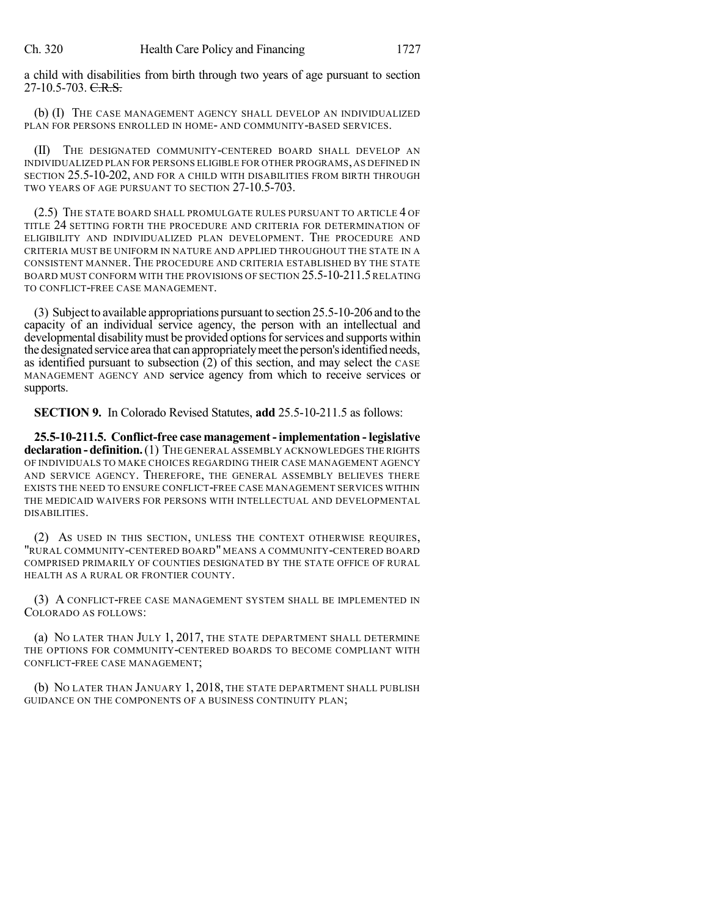a child with disabilities from birth through two years of age pursuant to section 27-10.5-703. ~~C.R.S.~~

(b) (I) THE CASE MANAGEMENT AGENCY SHALL DEVELOP AN INDIVIDUALIZED PLAN FOR PERSONS ENROLLED IN HOME- AND COMMUNITY-BASED SERVICES.

(II) THE DESIGNATED COMMUNITY-CENTERED BOARD SHALL DEVELOP AN INDIVIDUALIZED PLAN FOR PERSONS ELIGIBLE FOR OTHER PROGRAMS, AS DEFINED IN SECTION 25.5-10-202, AND FOR A CHILD WITH DISABILITIES FROM BIRTH THROUGH TWO YEARS OF AGE PURSUANT TO SECTION 27-10.5-703.

(2.5) THE STATE BOARD SHALL PROMULGATE RULES PURSUANT TO ARTICLE 4 OF TITLE 24 SETTING FORTH THE PROCEDURE AND CRITERIA FOR DETERMINATION OF ELIGIBILITY AND INDIVIDUALIZED PLAN DEVELOPMENT. THE PROCEDURE AND CRITERIA MUST BE UNIFORM IN NATURE AND APPLIED THROUGHOUT THE STATE IN A CONSISTENT MANNER. THE PROCEDURE AND CRITERIA ESTABLISHED BY THE STATE BOARD MUST CONFORM WITH THE PROVISIONS OF SECTION 25.5-10-211.5 RELATING TO CONFLICT-FREE CASE MANAGEMENT.

(3) Subject to available appropriations pursuant to section 25.5-10-206 and to the capacity of an individual service agency, the person with an intellectual and developmental disability must be provided options for services and supports within the designated service area that can appropriately meet the person's identified needs, as identified pursuant to subsection (2) of this section, and may select the CASE MANAGEMENT AGENCY AND service agency from which to receive services or supports.

**SECTION 9.** In Colorado Revised Statutes, **add** 25.5-10-211.5 as follows:

**25.5-10-211.5. Conflict-free case management - implementation - legislative declaration - definition.** (1) THE GENERAL ASSEMBLY ACKNOWLEDGES THE RIGHTS OF INDIVIDUALS TO MAKE CHOICES REGARDING THEIR CASE MANAGEMENT AGENCY AND SERVICE AGENCY. THEREFORE, THE GENERAL ASSEMBLY BELIEVES THERE EXISTS THE NEED TO ENSURE CONFLICT-FREE CASE MANAGEMENT SERVICES WITHIN THE MEDICAID WAIVERS FOR PERSONS WITH INTELLECTUAL AND DEVELOPMENTAL DISABILITIES.

(2) AS USED IN THIS SECTION, UNLESS THE CONTEXT OTHERWISE REQUIRES, "RURAL COMMUNITY-CENTERED BOARD" MEANS A COMMUNITY-CENTERED BOARD COMPRISED PRIMARILY OF COUNTIES DESIGNATED BY THE STATE OFFICE OF RURAL HEALTH AS A RURAL OR FRONTIER COUNTY.

(3) A CONFLICT-FREE CASE MANAGEMENT SYSTEM SHALL BE IMPLEMENTED IN COLORADO AS FOLLOWS:

(a) NO LATER THAN JULY 1, 2017, THE STATE DEPARTMENT SHALL DETERMINE THE OPTIONS FOR COMMUNITY-CENTERED BOARDS TO BECOME COMPLIANT WITH CONFLICT-FREE CASE MANAGEMENT;

(b) NO LATER THAN JANUARY 1, 2018, THE STATE DEPARTMENT SHALL PUBLISH GUIDANCE ON THE COMPONENTS OF A BUSINESS CONTINUITY PLAN;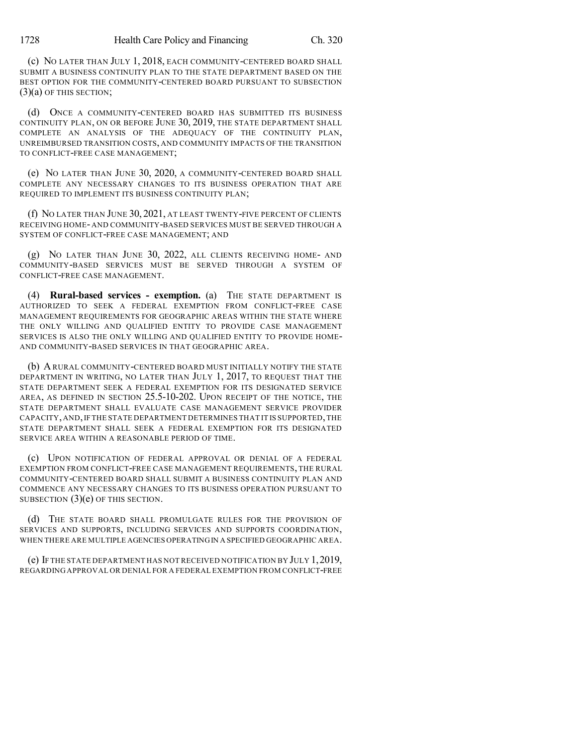(c) NO LATER THAN JULY 1, 2018, EACH COMMUNITY-CENTERED BOARD SHALL SUBMIT A BUSINESS CONTINUITY PLAN TO THE STATE DEPARTMENT BASED ON THE BEST OPTION FOR THE COMMUNITY-CENTERED BOARD PURSUANT TO SUBSECTION (3)(a) OF THIS SECTION;

(d) ONCE A COMMUNITY-CENTERED BOARD HAS SUBMITTED ITS BUSINESS CONTINUITY PLAN, ON OR BEFORE JUNE 30, 2019, THE STATE DEPARTMENT SHALL COMPLETE AN ANALYSIS OF THE ADEQUACY OF THE CONTINUITY PLAN, UNREIMBURSED TRANSITION COSTS, AND COMMUNITY IMPACTS OF THE TRANSITION TO CONFLICT-FREE CASE MANAGEMENT;

(e) NO LATER THAN JUNE 30, 2020, A COMMUNITY-CENTERED BOARD SHALL COMPLETE ANY NECESSARY CHANGES TO ITS BUSINESS OPERATION THAT ARE REQUIRED TO IMPLEMENT ITS BUSINESS CONTINUITY PLAN;

(f) NO LATER THAN JUNE 30, 2021, AT LEAST TWENTY-FIVE PERCENT OF CLIENTS RECEIVING HOME- AND COMMUNITY-BASED SERVICES MUST BE SERVED THROUGH A SYSTEM OF CONFLICT-FREE CASE MANAGEMENT; AND

(g) NO LATER THAN JUNE 30, 2022, ALL CLIENTS RECEIVING HOME- AND COMMUNITY-BASED SERVICES MUST BE SERVED THROUGH A SYSTEM OF CONFLICT-FREE CASE MANAGEMENT.

(4) **Rural-based services - exemption.** (a) THE STATE DEPARTMENT IS AUTHORIZED TO SEEK A FEDERAL EXEMPTION FROM CONFLICT-FREE CASE MANAGEMENT REQUIREMENTS FOR GEOGRAPHIC AREAS WITHIN THE STATE WHERE THE ONLY WILLING AND QUALIFIED ENTITY TO PROVIDE CASE MANAGEMENT SERVICES IS ALSO THE ONLY WILLING AND QUALIFIED ENTITY TO PROVIDE HOME- AND COMMUNITY-BASED SERVICES IN THAT GEOGRAPHIC AREA.

(b) A RURAL COMMUNITY-CENTERED BOARD MUST INITIALLY NOTIFY THE STATE DEPARTMENT IN WRITING, NO LATER THAN JULY 1, 2017, TO REQUEST THAT THE STATE DEPARTMENT SEEK A FEDERAL EXEMPTION FOR ITS DESIGNATED SERVICE AREA, AS DEFINED IN SECTION 25.5-10-202. UPON RECEIPT OF THE NOTICE, THE STATE DEPARTMENT SHALL EVALUATE CASE MANAGEMENT SERVICE PROVIDER CAPACITY, AND, IF THE STATE DEPARTMENT DETERMINES THAT IT IS SUPPORTED, THE STATE DEPARTMENT SHALL SEEK A FEDERAL EXEMPTION FOR ITS DESIGNATED SERVICE AREA WITHIN A REASONABLE PERIOD OF TIME.

(c) UPON NOTIFICATION OF FEDERAL APPROVAL OR DENIAL OF A FEDERAL EXEMPTION FROM CONFLICT-FREE CASE MANAGEMENT REQUIREMENTS, THE RURAL COMMUNITY-CENTERED BOARD SHALL SUBMIT A BUSINESS CONTINUITY PLAN AND COMMENCE ANY NECESSARY CHANGES TO ITS BUSINESS OPERATION PURSUANT TO SUBSECTION (3)(e) OF THIS SECTION.

(d) THE STATE BOARD SHALL PROMULGATE RULES FOR THE PROVISION OF SERVICES AND SUPPORTS, INCLUDING SERVICES AND SUPPORTS COORDINATION, WHEN THERE ARE MULTIPLE AGENCIES OPERATING IN A SPECIFIED GEOGRAPHIC AREA.

(e) IF THE STATE DEPARTMENT HAS NOT RECEIVED NOTIFICATION BY JULY 1, 2019, REGARDING APPROVAL OR DENIAL FOR A FEDERAL EXEMPTION FROM CONFLICT-FREE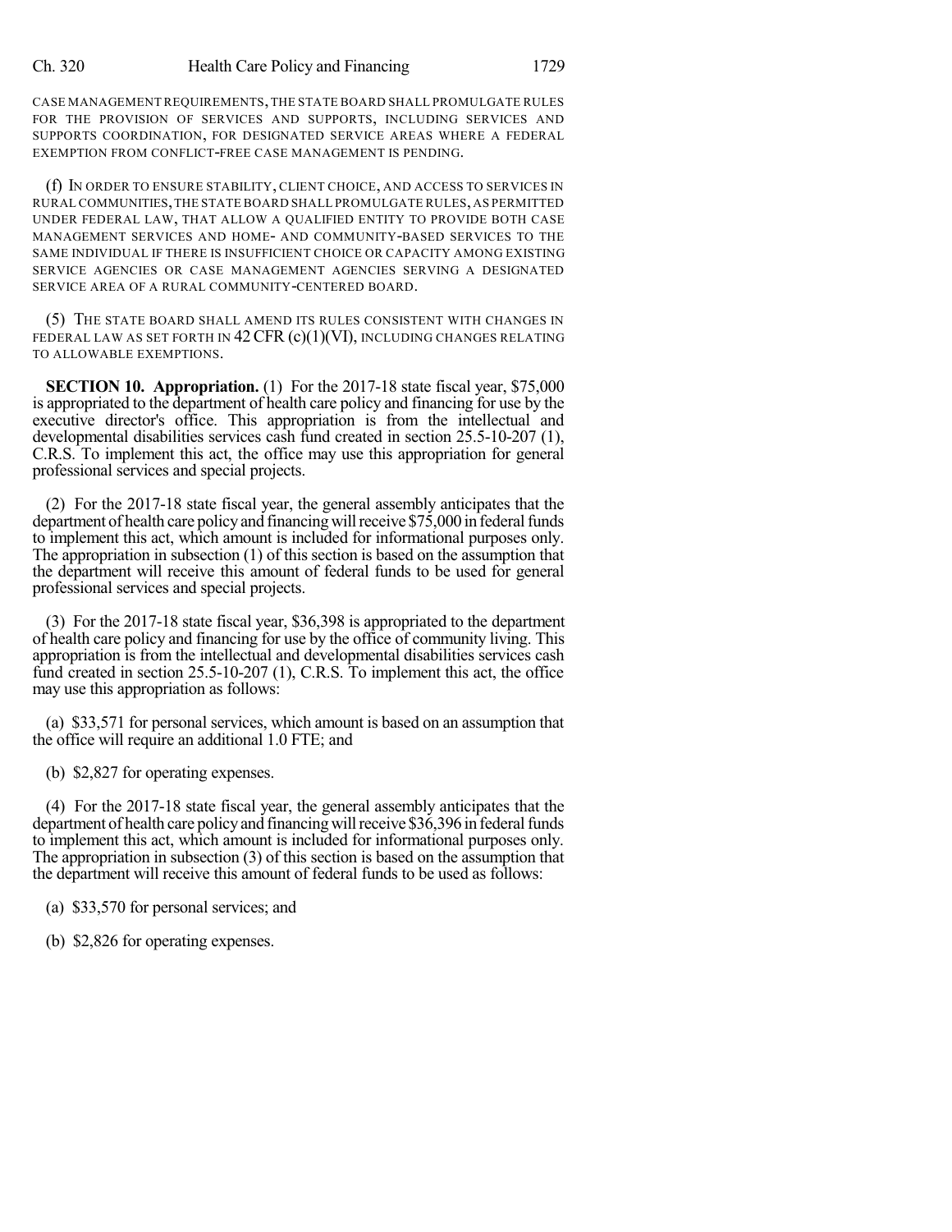CASE MANAGEMENT REQUIREMENTS, THE STATE BOARD SHALL PROMULGATE RULES FOR THE PROVISION OF SERVICES AND SUPPORTS, INCLUDING SERVICES AND SUPPORTS COORDINATION, FOR DESIGNATED SERVICE AREAS WHERE A FEDERAL EXEMPTION FROM CONFLICT-FREE CASE MANAGEMENT IS PENDING.

(f) IN ORDER TO ENSURE STABILITY, CLIENT CHOICE, AND ACCESS TO SERVICES IN RURAL COMMUNITIES, THE STATE BOARD SHALL PROMULGATE RULES, AS PERMITTED UNDER FEDERAL LAW, THAT ALLOW A QUALIFIED ENTITY TO PROVIDE BOTH CASE MANAGEMENT SERVICES AND HOME- AND COMMUNITY-BASED SERVICES TO THE SAME INDIVIDUAL IF THERE IS INSUFFICIENT CHOICE OR CAPACITY AMONG EXISTING SERVICE AGENCIES OR CASE MANAGEMENT AGENCIES SERVING A DESIGNATED SERVICE AREA OF A RURAL COMMUNITY-CENTERED BOARD.

(5) THE STATE BOARD SHALL AMEND ITS RULES CONSISTENT WITH CHANGES IN FEDERAL LAW AS SET FORTH IN 42 CFR (c)(1)(VI), INCLUDING CHANGES RELATING TO ALLOWABLE EXEMPTIONS.

**SECTION 10. Appropriation.** (1) For the 2017-18 state fiscal year, $75,000 is appropriated to the department of health care policy and financing for use by the executive director's office. This appropriation is from the intellectual and developmental disabilities services cash fund created in section 25.5-10-207 (1), C.R.S. To implement this act, the office may use this appropriation for general professional services and special projects.

(2) For the 2017-18 state fiscal year, the general assembly anticipates that the department of health care policy and financing will receive $75,000 in federal funds to implement this act, which amount is included for informational purposes only. The appropriation in subsection (1) of this section is based on the assumption that the department will receive this amount of federal funds to be used for general professional services and special projects.

(3) For the 2017-18 state fiscal year, $36,398 is appropriated to the department of health care policy and financing for use by the office of community living. This appropriation is from the intellectual and developmental disabilities services cash fund created in section 25.5-10-207 (1), C.R.S. To implement this act, the office may use this appropriation as follows:

(a) $33,571 for personal services, which amount is based on an assumption that the office will require an additional 1.0 FTE; and

(b) $2,827 for operating expenses.

(4) For the 2017-18 state fiscal year, the general assembly anticipates that the department of health care policy and financing will receive $36,396 in federal funds to implement this act, which amount is included for informational purposes only. The appropriation in subsection (3) of this section is based on the assumption that the department will receive this amount of federal funds to be used as follows:

(a) $33,570 for personal services; and

(b) $2,826 for operating expenses.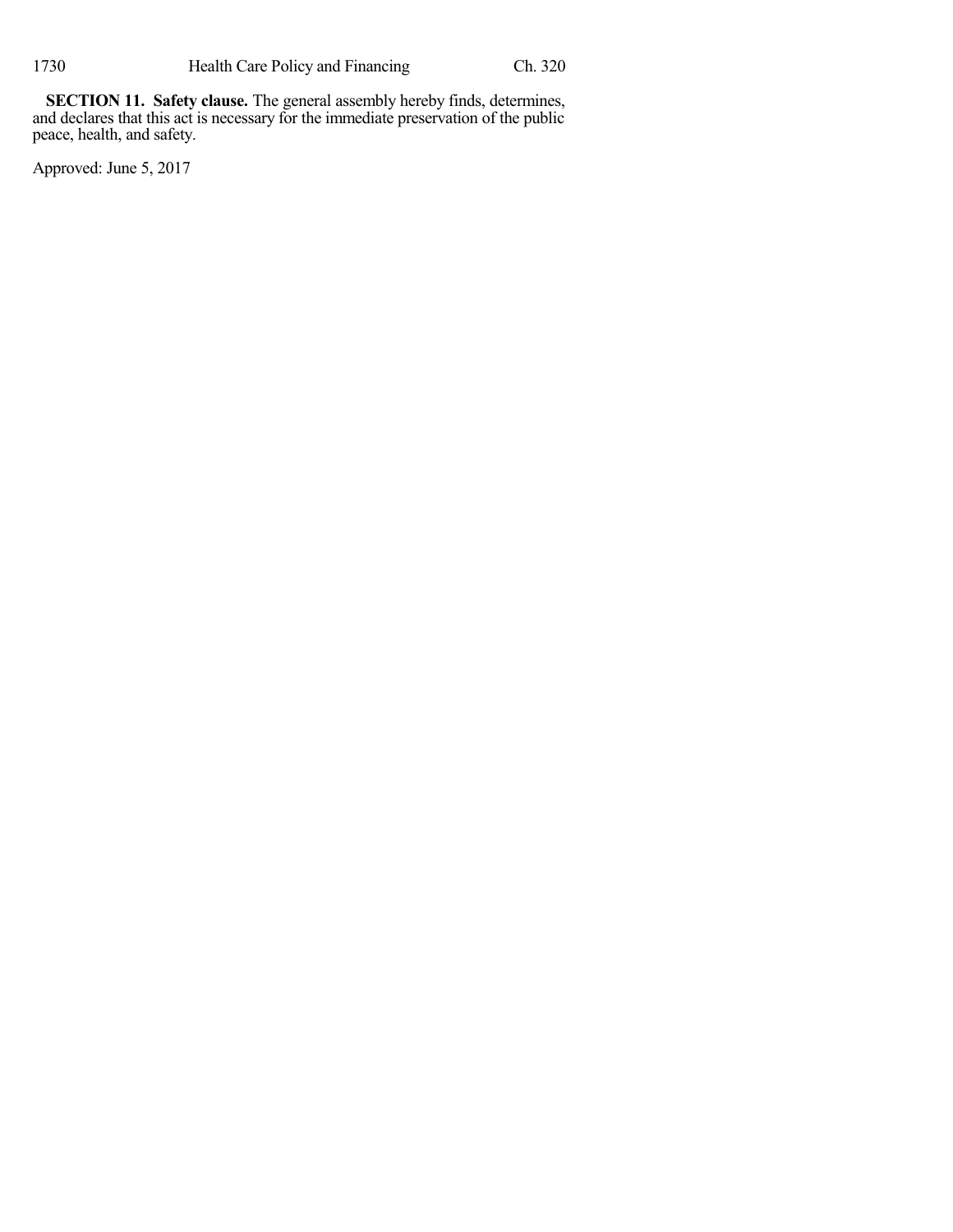**SECTION 11. Safety clause.** The general assembly hereby finds, determines, and declares that this act is necessary for the immediate preservation of the public peace, health, and safety.

Approved: June 5, 2017